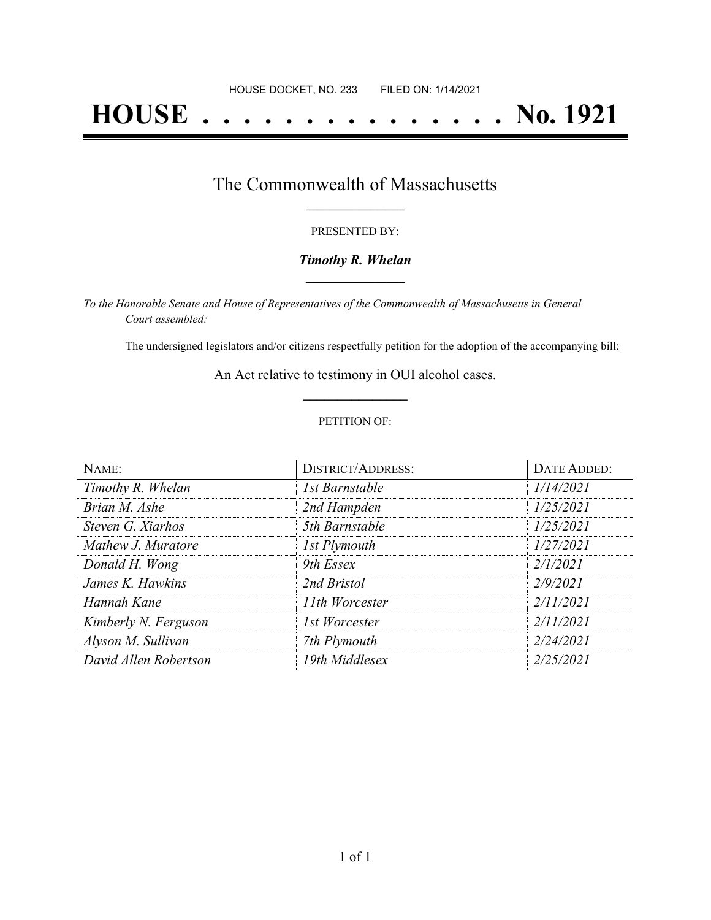HOUSE DOCKET, NO. 233 FILED ON: 1/14/2021

# HOUSE . . . . . . . . . . . . . . . No. 1921

## The Commonwealth of Massachusetts

PRESENTED BY:

***Timothy R. Whelan***

*To the Honorable Senate and House of Representatives of the Commonwealth of Massachusetts in General Court assembled:*

The undersigned legislators and/or citizens respectfully petition for the adoption of the accompanying bill:

An Act relative to testimony in OUI alcohol cases.

PETITION OF:

| NAME: | DISTRICT/ADDRESS: | DATE ADDED: |
|---|---|---|
| *Timothy R. Whelan* | *1st Barnstable* | *1/14/2021* |
| *Brian M. Ashe* | *2nd Hampden* | *1/25/2021* |
| *Steven G. Xiarhos* | *5th Barnstable* | *1/25/2021* |
| *Mathew J. Muratore* | *1st Plymouth* | *1/27/2021* |
| *Donald H. Wong* | *9th Essex* | *2/1/2021* |
| *James K. Hawkins* | *2nd Bristol* | *2/9/2021* |
| *Hannah Kane* | *11th Worcester* | *2/11/2021* |
| *Kimberly N. Ferguson* | *1st Worcester* | *2/11/2021* |
| *Alyson M. Sullivan* | *7th Plymouth* | *2/24/2021* |
| *David Allen Robertson* | *19th Middlesex* | *2/25/2021* |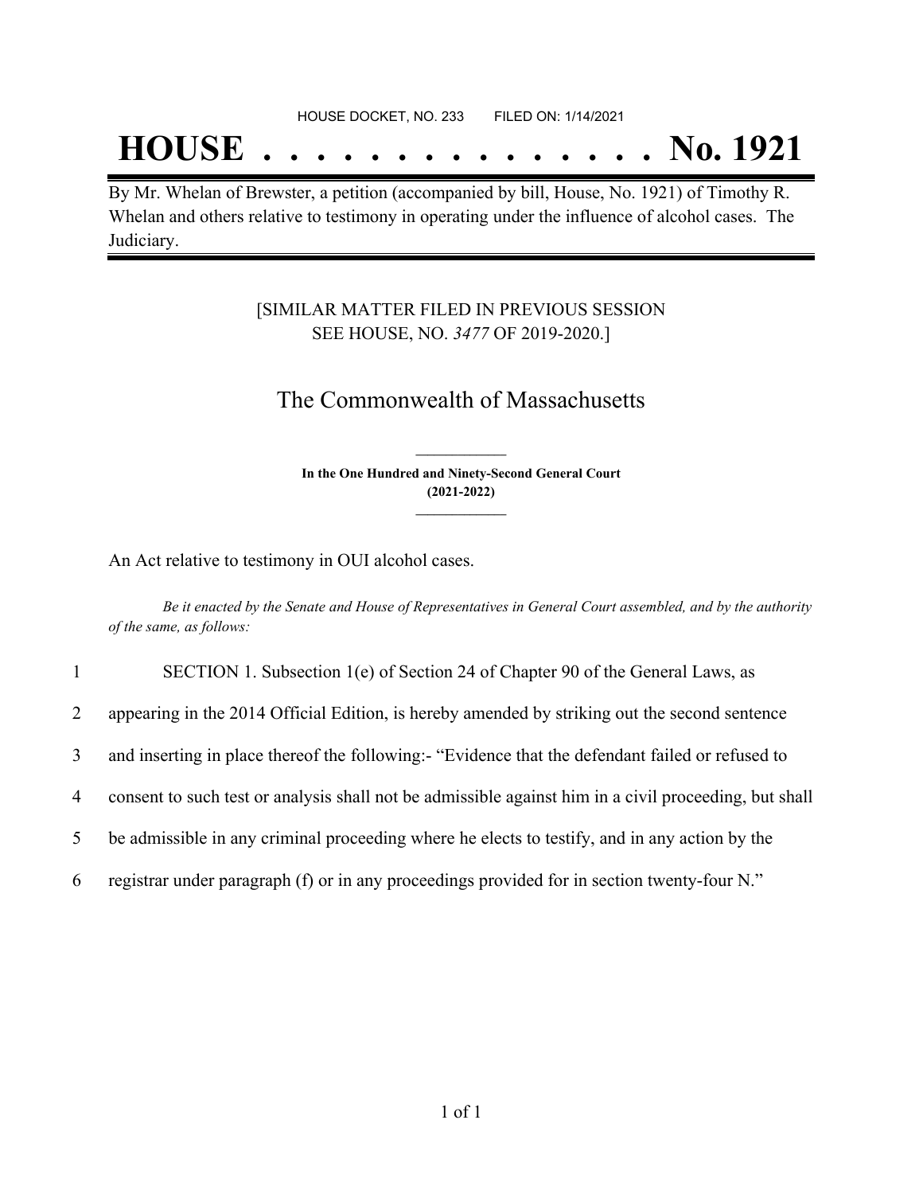HOUSE DOCKET, NO. 233        FILED ON: 1/14/2021

# HOUSE . . . . . . . . . . . . . . . No. 1921

By Mr. Whelan of Brewster, a petition (accompanied by bill, House, No. 1921) of Timothy R. Whelan and others relative to testimony in operating under the influence of alcohol cases. The Judiciary.

[SIMILAR MATTER FILED IN PREVIOUS SESSION SEE HOUSE, NO. *3477* OF 2019-2020.]

## The Commonwealth of Massachusetts

**In the One Hundred and Ninety-Second General Court (2021-2022)**

An Act relative to testimony in OUI alcohol cases.

*Be it enacted by the Senate and House of Representatives in General Court assembled, and by the authority of the same, as follows:*

1 SECTION 1. Subsection 1(e) of Section 24 of Chapter 90 of the General Laws, as
2 appearing in the 2014 Official Edition, is hereby amended by striking out the second sentence
3 and inserting in place thereof the following:- "Evidence that the defendant failed or refused to
4 consent to such test or analysis shall not be admissible against him in a civil proceeding, but shall
5 be admissible in any criminal proceeding where he elects to testify, and in any action by the
6 registrar under paragraph (f) or in any proceedings provided for in section twenty-four N."